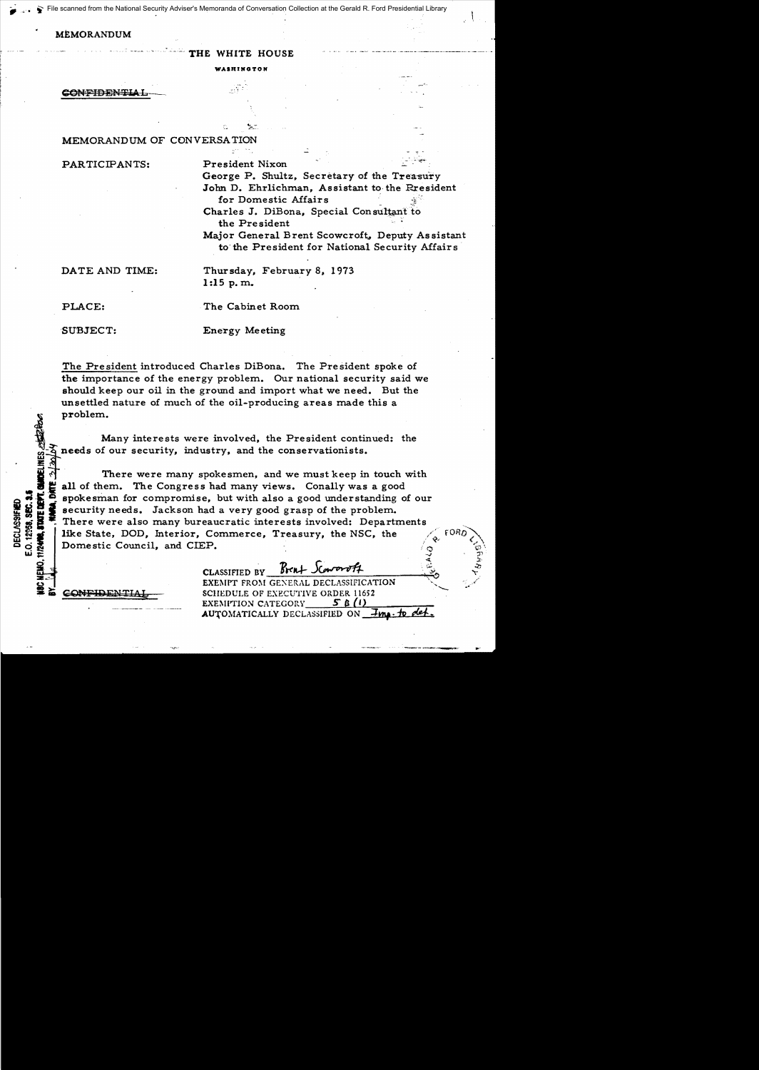MEMORANDUM

THE WHITE HOUSE

WASHINGTON

~~CONFIDENTIAL~~

MEMORANDUM OF CONVERSATION

PARTICIPANTS: President Nixon
George P. Shultz, Secretary of the Treasury
John D. Ehrlichman, Assistant to the President for Domestic Affairs
Charles J. DiBona, Special Consultant to the President
Major General Brent Scowcroft, Deputy Assistant to the President for National Security Affairs

DATE AND TIME: Thursday, February 8, 1973
1:15 p.m.

PLACE: The Cabinet Room

SUBJECT: Energy Meeting

The President introduced Charles DiBona. The President spoke of the importance of the energy problem. Our national security said we should keep our oil in the ground and import what we need. But the unsettled nature of much of the oil-producing areas made this a problem.

Many interests were involved, the President continued: the needs of our security, industry, and the conservationists.

There were many spokesmen, and we must keep in touch with all of them. The Congress had many views. Conally was a good spokesman for compromise, but with also a good understanding of our security needs. Jackson had a very good grasp of the problem. There were also many bureaucratic interests involved: Departments like State, DOD, Interior, Commerce, Treasury, the NSC, the Domestic Council, and CIEP.

DECLASSIFIED
E.O. 12958, SEC. 3.5
NSC MEMO, 11/24/98, STATE DEPT. GUIDELINES
BY ___, NARA, DATE 2/20/04

~~CONFIDENTIAL~~

CLASSIFIED BY Brent Scowcroft
EXEMPT FROM GENERAL DECLASSIFICATION SCHEDULE OF EXECUTIVE ORDER 11652
EXEMPTION CATEGORY 5 B (1)
AUTOMATICALLY DECLASSIFIED ON Imp. to det.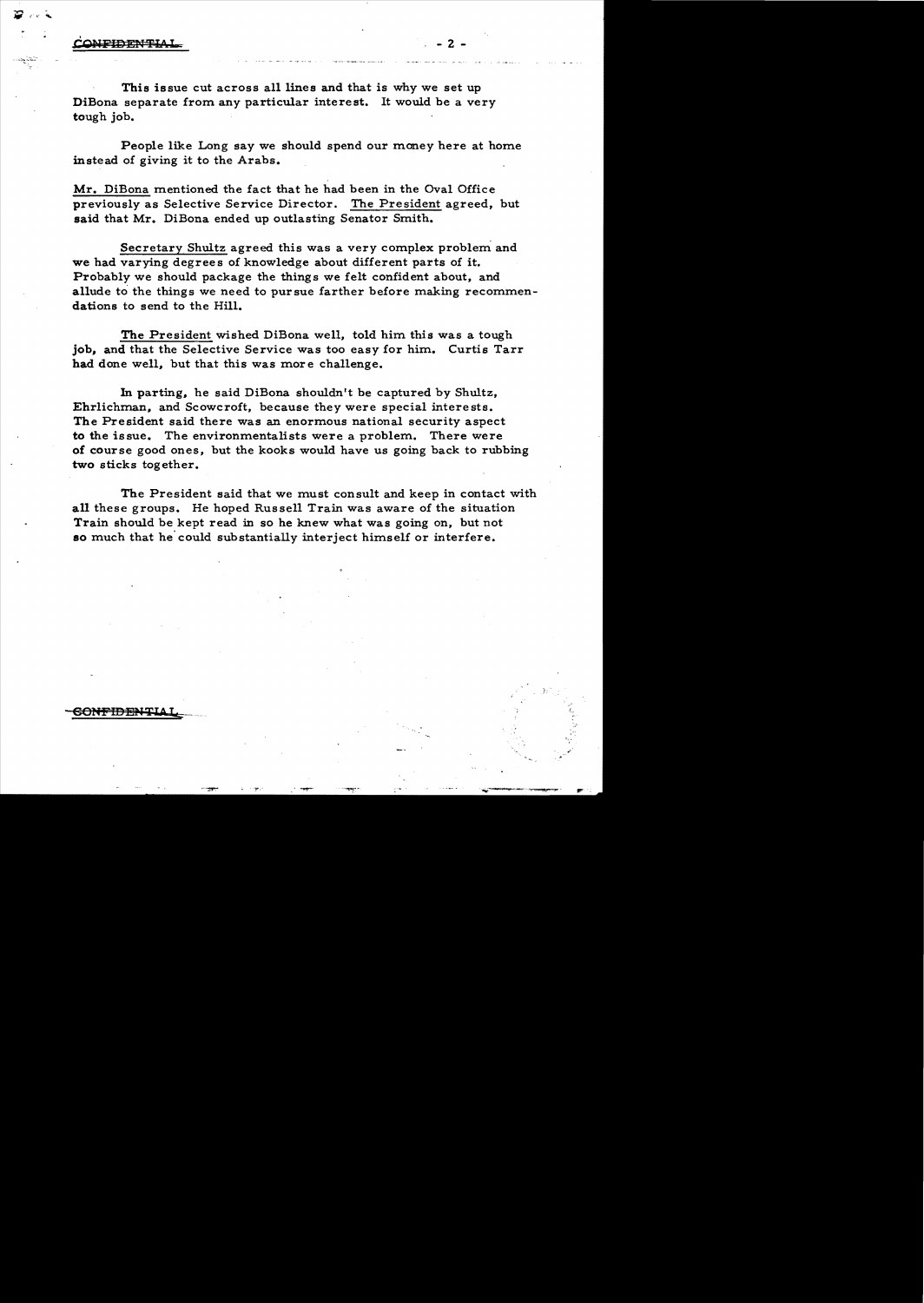This issue cut across all lines and that is why we set up DiBona separate from any particular interest. It would be a very tough job.

People like Long say we should spend our money here at home instead of giving it to the Arabs.

Mr. DiBona mentioned the fact that he had been in the Oval Office previously as Selective Service Director. The President agreed, but said that Mr. DiBona ended up outlasting Senator Smith.

Secretary Shultz agreed this was a very complex problem and we had varying degrees of knowledge about different parts of it. Probably we should package the things we felt confident about, and allude to the things we need to pursue farther before making recommendations to send to the Hill.

The President wished DiBona well, told him this was a tough job, and that the Selective Service was too easy for him. Curtis Tarr had done well, but that this was more challenge.

In parting, he said DiBona shouldn't be captured by Shultz, Ehrlichman, and Scowcroft, because they were special interests. The President said there was an enormous national security aspect to the issue. The environmentalists were a problem. There were of course good ones, but the kooks would have us going back to rubbing two sticks together.

The President said that we must consult and keep in contact with all these groups. He hoped Russell Train was aware of the situation Train should be kept read in so he knew what was going on, but not so much that he could substantially interject himself or interfere.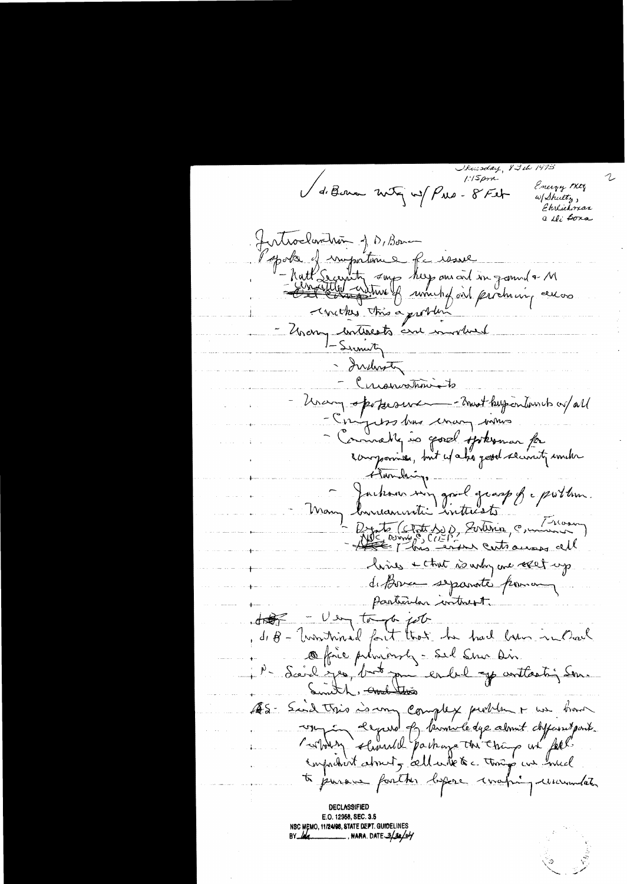Thursday, 8 Feb 1973
1:15pm

Energy Mtg
w/ Shultz,
Ehrlichman
& di Bona

2

✓ di Bona mtg w/ Pres - 8 Feb

Introduction of D, Bona

P spoke of importance of issue
- Natl Security says keep our oil in ground & M
- ~~Cost Energy~~ nature of world oil pricing also makes this a problem
- Many interests are involved
  - Security
  - Industry
  - Conservationists
- Many of pressures - must keep contacts w/ all
  - Congress has many views
  - Connally is good spokesman for companies, but w/ also good security under standing.
  - Jackson very good grasp of problem.
- Many bureaucratic interests
  - Depts (State, DoD, Interior, Commerce, Treasury)
  - NSC, Domestic, CIEP, has cross cuts across all lines & that is why we set up di Bona separate from any particular interest.

~~HAK~~ - Very tough job

di B - Mentioned fact that he had been in Naval Office previously - Sel Ser Dir

P - Said yes, but you ended up contacting Sen. Smith, ~~and this~~

GS - Said this is very complex problem & we have varying degrees of knowledge about different parts. Cabinet should package the things we feel important about, all interests. Things we need to pursue further before making recommendation

DECLASSIFIED
E.O. 12958, SEC. 3.5
NSC MEMO, 11/24/98, STATE DEPT. GUIDELINES
BY lda, NARA. DATE 3/30/04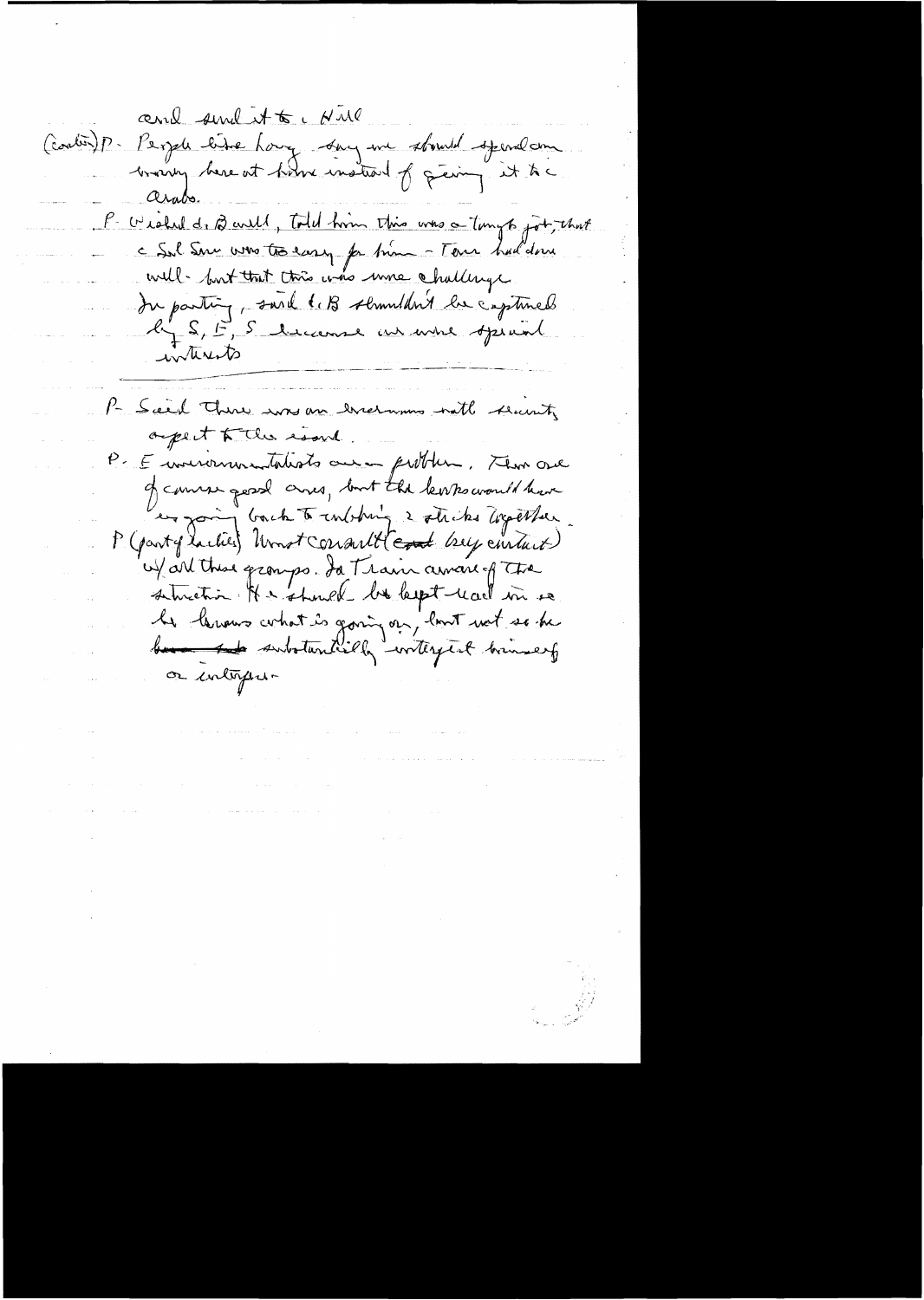and send it to Hill

(Contin) P. People like Long say we should spend our money here at home instead of giving it to Arabs.

P. Wished de Borell, told him this was a tough job, that Sol Sum was too easy for him – Tom had done well – but that this was more challenge. In parting, said de B shouldn't be captured by S, E, S because we have special interests

---

P. Said there was an enormous natl security aspect to the issue.

P. Environmentalists are a problem. There are of course good ones, but the kooks would have us going back to rubbing 2 sticks together.

P (party tactics) Must consult ~~and~~ (keep contact) w/ all these groups. Is Train aware of the situation. He should be kept read in so he knows what is going on, but not so he ~~has to~~ substantially interject himself or interfere.